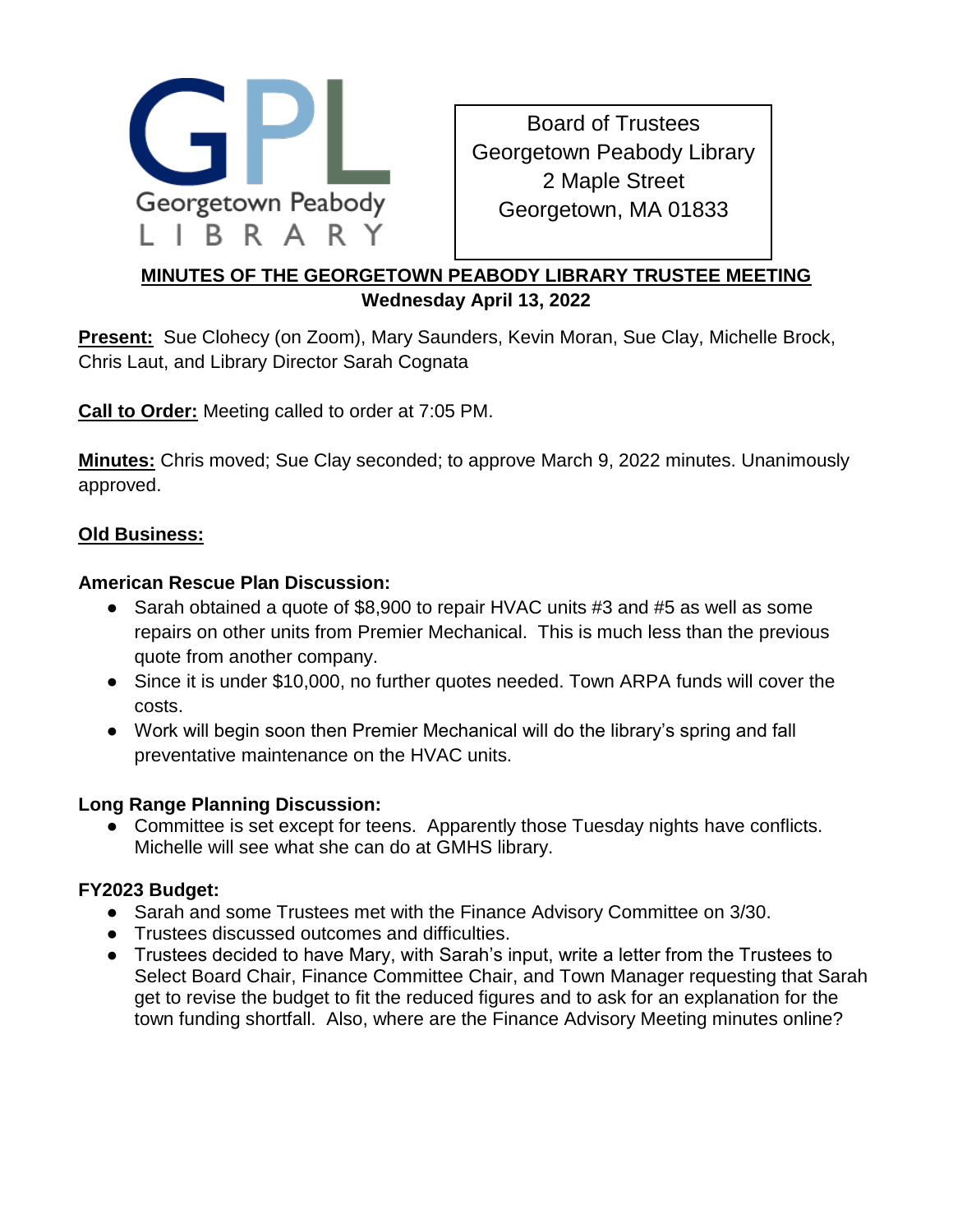GPL
Georgetown Peabody
LIBRARY

Board of Trustees
Georgetown Peabody Library
2 Maple Street
Georgetown, MA 01833

## MINUTES OF THE GEORGETOWN PEABODY LIBRARY TRUSTEE MEETING
**Wednesday April 13, 2022**

**Present:** Sue Clohecy (on Zoom), Mary Saunders, Kevin Moran, Sue Clay, Michelle Brock, Chris Laut, and Library Director Sarah Cognata

**Call to Order:** Meeting called to order at 7:05 PM.

**Minutes:** Chris moved; Sue Clay seconded; to approve March 9, 2022 minutes. Unanimously approved.

**Old Business:**

**American Rescue Plan Discussion:**

- Sarah obtained a quote of $8,900 to repair HVAC units #3 and #5 as well as some repairs on other units from Premier Mechanical. This is much less than the previous quote from another company.
- Since it is under $10,000, no further quotes needed. Town ARPA funds will cover the costs.
- Work will begin soon then Premier Mechanical will do the library's spring and fall preventative maintenance on the HVAC units.

**Long Range Planning Discussion:**

- Committee is set except for teens. Apparently those Tuesday nights have conflicts. Michelle will see what she can do at GMHS library.

**FY2023 Budget:**

- Sarah and some Trustees met with the Finance Advisory Committee on 3/30.
- Trustees discussed outcomes and difficulties.
- Trustees decided to have Mary, with Sarah's input, write a letter from the Trustees to Select Board Chair, Finance Committee Chair, and Town Manager requesting that Sarah get to revise the budget to fit the reduced figures and to ask for an explanation for the town funding shortfall. Also, where are the Finance Advisory Meeting minutes online?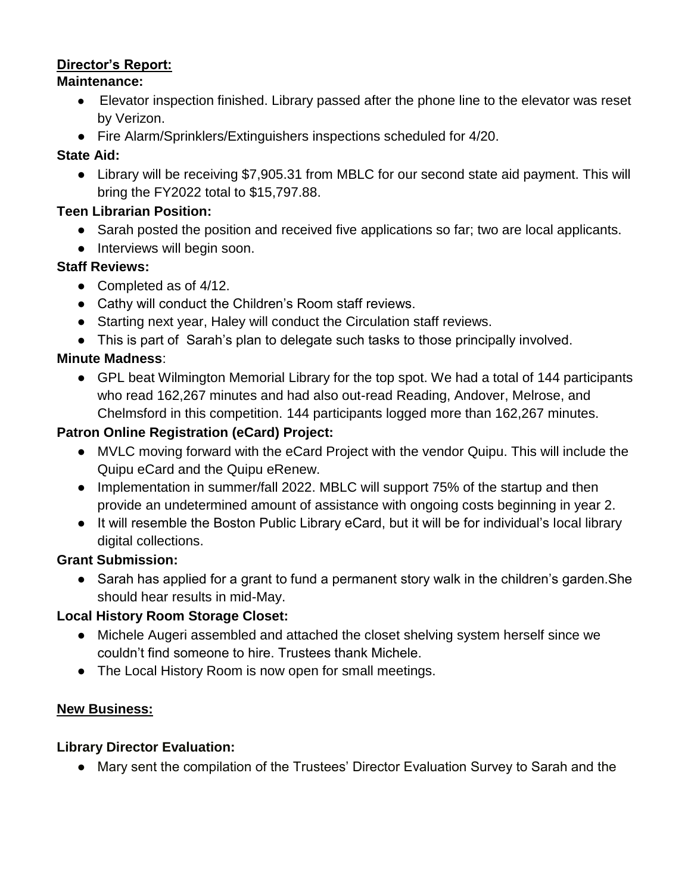**Director's Report:**

**Maintenance:**

- Elevator inspection finished. Library passed after the phone line to the elevator was reset by Verizon.
- Fire Alarm/Sprinklers/Extinguishers inspections scheduled for 4/20.

**State Aid:**

- Library will be receiving $7,905.31 from MBLC for our second state aid payment. This will bring the FY2022 total to $15,797.88.

**Teen Librarian Position:**

- Sarah posted the position and received five applications so far; two are local applicants.
- Interviews will begin soon.

**Staff Reviews:**

- Completed as of 4/12.
- Cathy will conduct the Children's Room staff reviews.
- Starting next year, Haley will conduct the Circulation staff reviews.
- This is part of Sarah's plan to delegate such tasks to those principally involved.

**Minute Madness**:

- GPL beat Wilmington Memorial Library for the top spot. We had a total of 144 participants who read 162,267 minutes and had also out-read Reading, Andover, Melrose, and Chelmsford in this competition. 144 participants logged more than 162,267 minutes.

**Patron Online Registration (eCard) Project:**

- MVLC moving forward with the eCard Project with the vendor Quipu. This will include the Quipu eCard and the Quipu eRenew.
- Implementation in summer/fall 2022. MBLC will support 75% of the startup and then provide an undetermined amount of assistance with ongoing costs beginning in year 2.
- It will resemble the Boston Public Library eCard, but it will be for individual's local library digital collections.

**Grant Submission:**

- Sarah has applied for a grant to fund a permanent story walk in the children's garden.She should hear results in mid-May.

**Local History Room Storage Closet:**

- Michele Augeri assembled and attached the closet shelving system herself since we couldn't find someone to hire. Trustees thank Michele.
- The Local History Room is now open for small meetings.

**New Business:**

**Library Director Evaluation:**

- Mary sent the compilation of the Trustees' Director Evaluation Survey to Sarah and the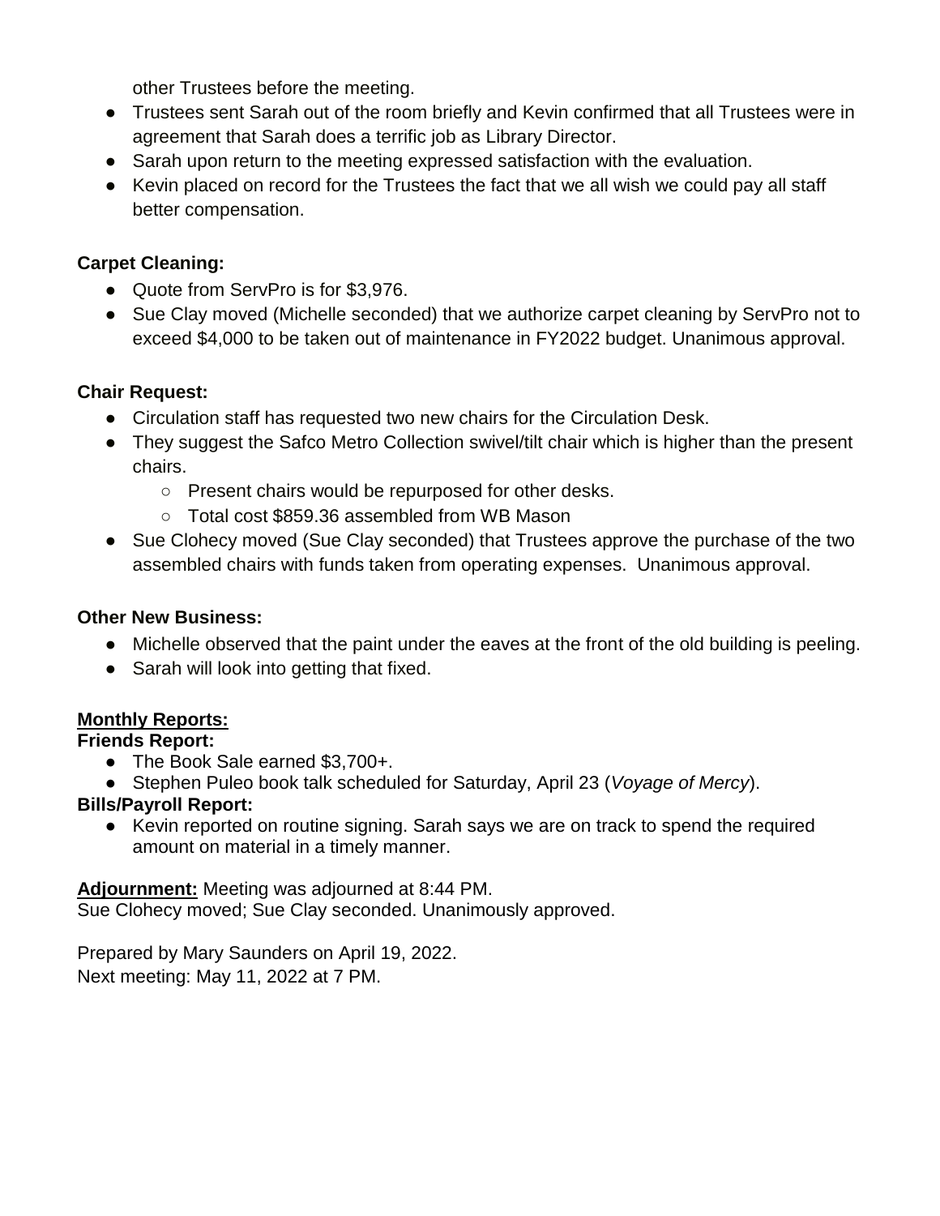other Trustees before the meeting.

- Trustees sent Sarah out of the room briefly and Kevin confirmed that all Trustees were in agreement that Sarah does a terrific job as Library Director.
- Sarah upon return to the meeting expressed satisfaction with the evaluation.
- Kevin placed on record for the Trustees the fact that we all wish we could pay all staff better compensation.

**Carpet Cleaning:**

- Quote from ServPro is for $3,976.
- Sue Clay moved (Michelle seconded) that we authorize carpet cleaning by ServPro not to exceed $4,000 to be taken out of maintenance in FY2022 budget. Unanimous approval.

**Chair Request:**

- Circulation staff has requested two new chairs for the Circulation Desk.
- They suggest the Safco Metro Collection swivel/tilt chair which is higher than the present chairs.
  - Present chairs would be repurposed for other desks.
  - Total cost $859.36 assembled from WB Mason
- Sue Clohecy moved (Sue Clay seconded) that Trustees approve the purchase of the two assembled chairs with funds taken from operating expenses. Unanimous approval.

**Other New Business:**

- Michelle observed that the paint under the eaves at the front of the old building is peeling.
- Sarah will look into getting that fixed.

**Monthly Reports:**

**Friends Report:**

- The Book Sale earned $3,700+.
- Stephen Puleo book talk scheduled for Saturday, April 23 (*Voyage of Mercy*).

**Bills/Payroll Report:**

- Kevin reported on routine signing. Sarah says we are on track to spend the required amount on material in a timely manner.

**Adjournment:** Meeting was adjourned at 8:44 PM.
Sue Clohecy moved; Sue Clay seconded. Unanimously approved.

Prepared by Mary Saunders on April 19, 2022.
Next meeting: May 11, 2022 at 7 PM.